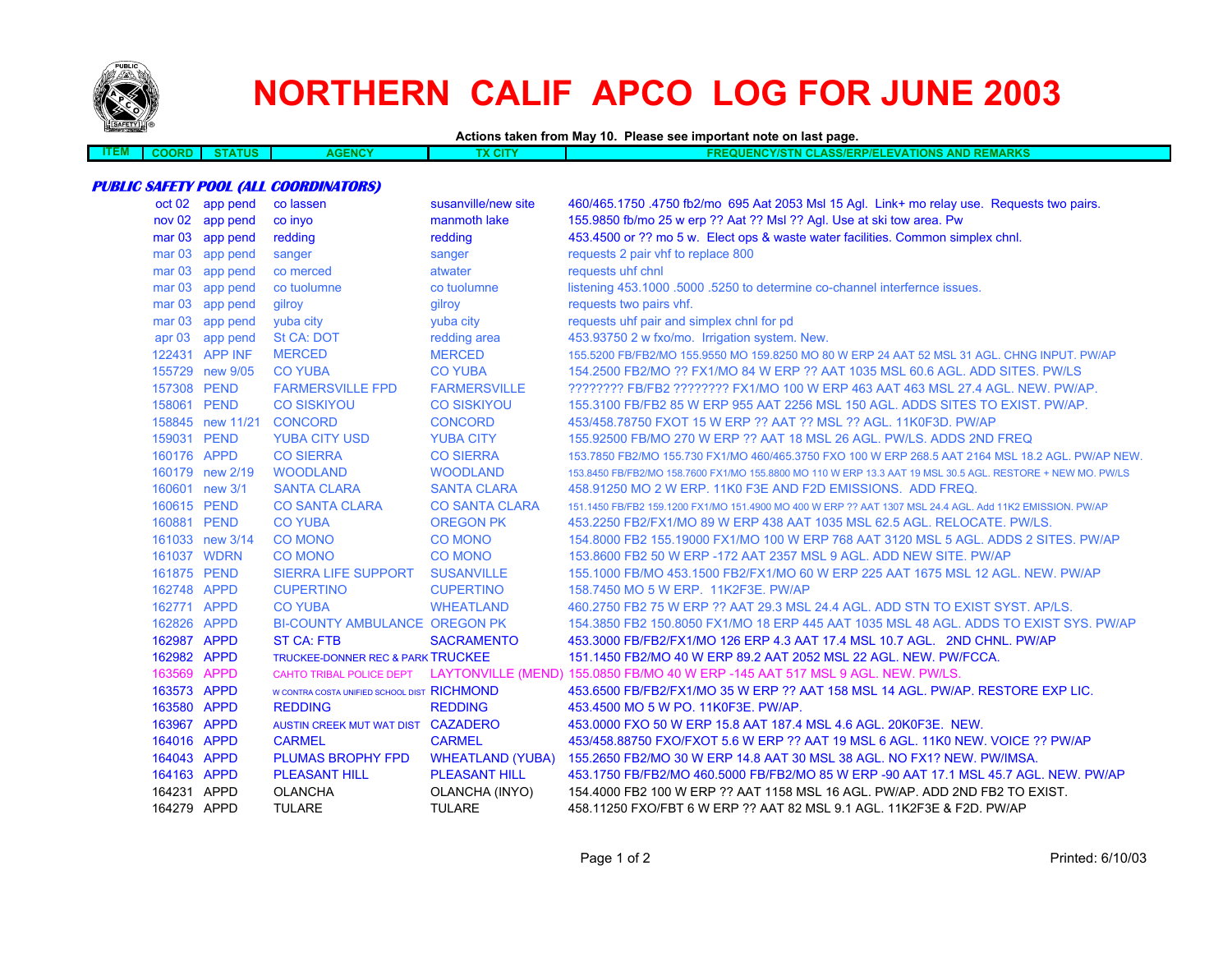# NORTHERN CALIF APCO LOG FOR JUNE 2003

**Actions taken from May 10. Please see important note on last page.**

| ITEM | COORD | STATUS | AGENCY | TX CITY | FREQUENCY/STN CLASS/ERP/ELEVATIONS AND REMARKS |
|---|---|---|---|---|---|

***PUBLIC SAFETY POOL (ALL COORDINATORS)***

| ITEM | COORD | STATUS | AGENCY | TX CITY | FREQUENCY/STN CLASS/ERP/ELEVATIONS AND REMARKS |
|---|---|---|---|---|---|
| | oct 02 | app pend | co lassen | susanville/new site | 460/465.1750 .4750 fb2/mo 695 Aat 2053 Msl 15 Agl. Link+ mo relay use. Requests two pairs. |
| | nov 02 | app pend | co inyo | manmoth lake | 155.9850 fb/mo 25 w erp ?? Aat ?? Msl ?? Agl. Use at ski tow area. Pw |
| | mar 03 | app pend | redding | redding | 453.4500 or ?? mo 5 w. Elect ops & waste water facilities. Common simplex chnl. |
| | mar 03 | app pend | sanger | sanger | requests 2 pair vhf to replace 800 |
| | mar 03 | app pend | co merced | atwater | requests uhf chnl |
| | mar 03 | app pend | co tuolumne | co tuolumne | listening 453.1000 .5000 .5250 to determine co-channel interfernce issues. |
| | mar 03 | app pend | gilroy | gilroy | requests two pairs vhf. |
| | mar 03 | app pend | yuba city | yuba city | requests uhf pair and simplex chnl for pd |
| | apr 03 | app pend | St CA: DOT | redding area | 453.93750 2 w fxo/mo. Irrigation system. New. |
| | 122431 | APP INF | MERCED | MERCED | 155.5200 FB/FB2/MO 155.9550 MO 159.8250 MO 80 W ERP 24 AAT 52 MSL 31 AGL. CHNG INPUT. PW/AP |
| | 155729 | new 9/05 | CO YUBA | CO YUBA | 154.2500 FB2/MO ?? FX1/MO 84 W ERP ?? AAT 1035 MSL 60.6 AGL. ADD SITES. PW/LS |
| | 157308 | PEND | FARMERSVILLE FPD | FARMERSVILLE | ???????? FB/FB2 ???????? FX1/MO 100 W ERP 463 AAT 463 MSL 27.4 AGL. NEW. PW/AP. |
| | 158061 | PEND | CO SISKIYOU | CO SISKIYOU | 155.3100 FB/FB2 85 W ERP 955 AAT 2256 MSL 150 AGL. ADDS SITES TO EXIST. PW/AP. |
| | 158845 | new 11/21 | CONCORD | CONCORD | 453/458.78750 FXOT 15 W ERP ?? AAT ?? MSL ?? AGL. 11K0F3D. PW/AP |
| | 159031 | PEND | YUBA CITY USD | YUBA CITY | 155.92500 FB/MO 270 W ERP ?? AAT 18 MSL 26 AGL. PW/LS. ADDS 2ND FREQ |
| | 160176 | APPD | CO SIERRA | CO SIERRA | 153.7850 FB2/MO 155.730 FX1/MO 460/465.3750 FXO 100 W ERP 268.5 AAT 2164 MSL 18.2 AGL. PW/AP NEW. |
| | 160179 | new 2/19 | WOODLAND | WOODLAND | 153.8450 FB/FB2/MO 158.7600 FX1/MO 155.8800 MO 110 W ERP 13.3 AAT 19 MSL 30.5 AGL. RESTORE + NEW MO. PW/LS |
| | 160601 | new 3/1 | SANTA CLARA | SANTA CLARA | 458.91250 MO 2 W ERP. 11K0 F3E AND F2D EMISSIONS. ADD FREQ. |
| | 160615 | PEND | CO SANTA CLARA | CO SANTA CLARA | 151.1450 FB/FB2 159.1200 FX1/MO 151.4900 MO 400 W ERP ?? AAT 1307 MSL 24.4 AGL. Add 11K2 EMISSION. PW/AP |
| | 160881 | PEND | CO YUBA | OREGON PK | 453.2250 FB2/FX1/MO 89 W ERP 438 AAT 1035 MSL 62.5 AGL. RELOCATE. PW/LS. |
| | 161033 | new 3/14 | CO MONO | CO MONO | 154.8000 FB2 155.19000 FX1/MO 100 W ERP 768 AAT 3120 MSL 5 AGL. ADDS 2 SITES. PW/AP |
| | 161037 | WDRN | CO MONO | CO MONO | 153.8600 FB2 50 W ERP -172 AAT 2357 MSL 9 AGL. ADD NEW SITE. PW/AP |
| | 161875 | PEND | SIERRA LIFE SUPPORT | SUSANVILLE | 155.1000 FB/MO 453.1500 FB2/FX1/MO 60 W ERP 225 AAT 1675 MSL 12 AGL. NEW. PW/AP |
| | 162748 | APPD | CUPERTINO | CUPERTINO | 158.7450 MO 5 W ERP. 11K2F3E. PW/AP |
| | 162771 | APPD | CO YUBA | WHEATLAND | 460.2750 FB2 75 W ERP ?? AAT 29.3 MSL 24.4 AGL. ADD STN TO EXIST SYST. AP/LS. |
| | 162826 | APPD | BI-COUNTY AMBULANCE | OREGON PK | 154.3850 FB2 150.8050 FX1/MO 18 ERP 445 AAT 1035 MSL 48 AGL. ADDS TO EXIST SYS. PW/AP |
| | 162987 | APPD | ST CA: FTB | SACRAMENTO | 453.3000 FB/FB2/FX1/MO 126 ERP 4.3 AAT 17.4 MSL 10.7 AGL. 2ND CHNL. PW/AP |
| | 162982 | APPD | TRUCKEE-DONNER REC & PARK | TRUCKEE | 151.1450 FB2/MO 40 W ERP 89.2 AAT 2052 MSL 22 AGL. NEW. PW/FCCA. |
| | 163569 | APPD | CAHTO TRIBAL POLICE DEPT | LAYTONVILLE (MEND) | 155.0850 FB/MO 40 W ERP -145 AAT 517 MSL 9 AGL. NEW. PW/LS. |
| | 163573 | APPD | W CONTRA COSTA UNIFIED SCHOOL DIST | RICHMOND | 453.6500 FB/FB2/FX1/MO 35 W ERP ?? AAT 158 MSL 14 AGL. PW/AP. RESTORE EXP LIC. |
| | 163580 | APPD | REDDING | REDDING | 453.4500 MO 5 W PO. 11K0F3E. PW/AP. |
| | 163967 | APPD | AUSTIN CREEK MUT WAT DIST | CAZADERO | 453.0000 FXO 50 W ERP 15.8 AAT 187.4 MSL 4.6 AGL. 20K0F3E. NEW. |
| | 164016 | APPD | CARMEL | CARMEL | 453/458.88750 FXO/FXOT 5.6 W ERP ?? AAT 19 MSL 6 AGL. 11K0 NEW. VOICE ?? PW/AP |
| | 164043 | APPD | PLUMAS BROPHY FPD | WHEATLAND (YUBA) | 155.2650 FB2/MO 30 W ERP 14.8 AAT 30 MSL 38 AGL. NO FX1? NEW. PW/IMSA. |
| | 164163 | APPD | PLEASANT HILL | PLEASANT HILL | 453.1750 FB/FB2/MO 460.5000 FB/FB2/MO 85 W ERP -90 AAT 17.1 MSL 45.7 AGL. NEW. PW/AP |
| | 164231 | APPD | OLANCHA | OLANCHA (INYO) | 154.4000 FB2 100 W ERP ?? AAT 1158 MSL 16 AGL. PW/AP. ADD 2ND FB2 TO EXIST. |
| | 164279 | APPD | TULARE | TULARE | 458.11250 FXO/FBT 6 W ERP ?? AAT 82 MSL 9.1 AGL. 11K2F3E & F2D. PW/AP |

Printed: 6/10/03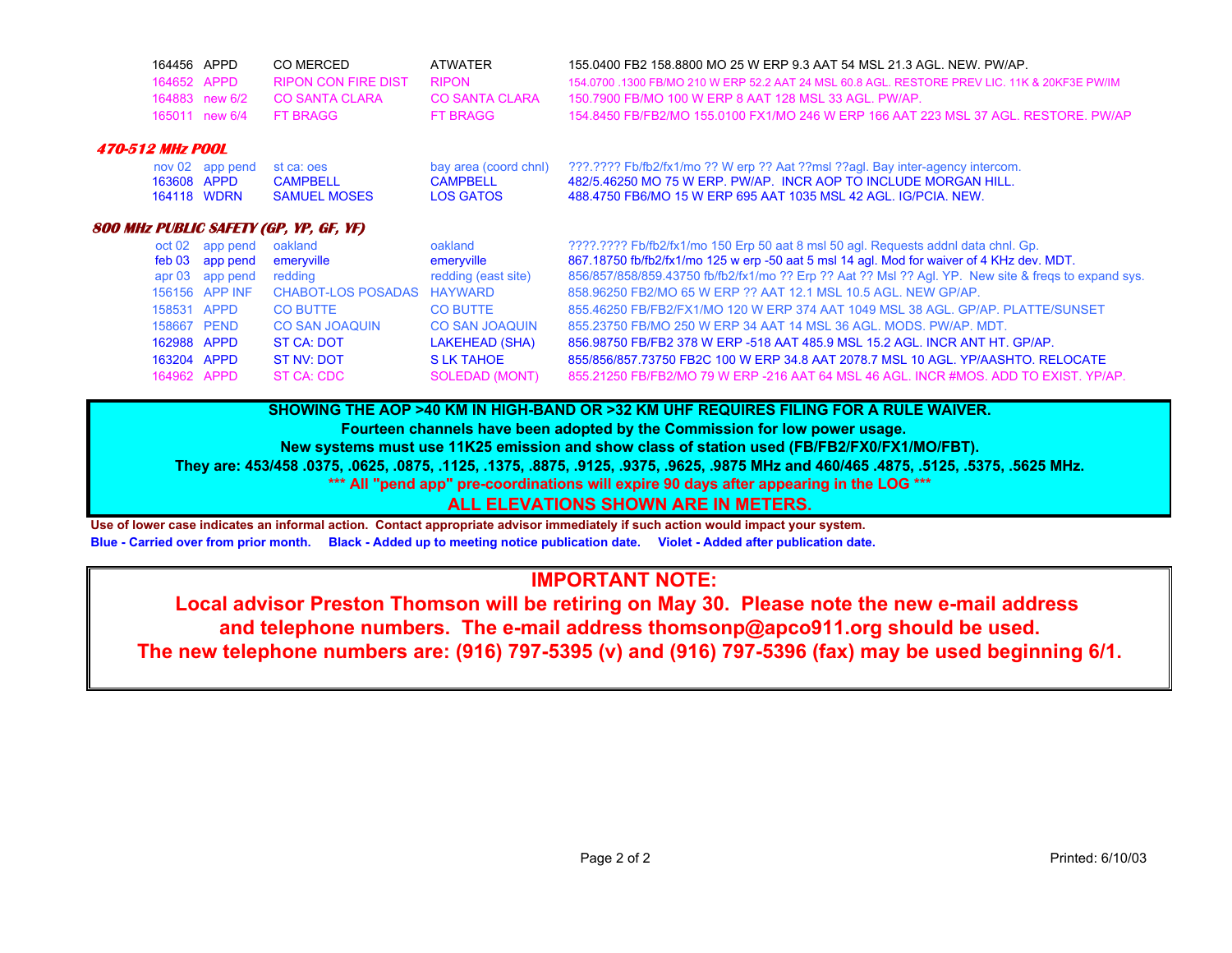| | | | | |
|---|---|---|---|---|
| 164456 | APPD | CO MERCED | ATWATER | 155.0400 FB2 158.8800 MO 25 W ERP 9.3 AAT 54 MSL 21.3 AGL. NEW. PW/AP. |
| 164652 | APPD | RIPON CON FIRE DIST | RIPON | 154.0700 .1300 FB/MO 210 W ERP 52.2 AAT 24 MSL 60.8 AGL. RESTORE PREV LIC. 11K & 20KF3E PW/IM |
| 164883 | new 6/2 | CO SANTA CLARA | CO SANTA CLARA | 150.7900 FB/MO 100 W ERP 8 AAT 128 MSL 33 AGL. PW/AP. |
| 165011 | new 6/4 | FT BRAGG | FT BRAGG | 154.8450 FB/FB2/MO 155.0100 FX1/MO 246 W ERP 166 AAT 223 MSL 37 AGL. RESTORE. PW/AP |

### 470-512 MHz POOL

| | | | | |
|---|---|---|---|---|
| nov 02 | app pend | st ca: oes | bay area (coord chnl) | ???.???? Fb/fb2/fx1/mo ?? W erp ?? Aat ??msl ??agl. Bay inter-agency intercom. |
| 163608 | APPD | CAMPBELL | CAMPBELL | 482/5.46250 MO 75 W ERP. PW/AP. INCR AOP TO INCLUDE MORGAN HILL. |
| 164118 | WDRN | SAMUEL MOSES | LOS GATOS | 488.4750 FB6/MO 15 W ERP 695 AAT 1035 MSL 42 AGL. IG/PCIA. NEW. |

### 800 MHz PUBLIC SAFETY (GP, YP, GF, YF)

| | | | | |
|---|---|---|---|---|
| oct 02 | app pend | oakland | oakland | ????.???? Fb/fb2/fx1/mo 150 Erp 50 aat 8 msl 50 agl. Requests addnl data chnl. Gp. |
| feb 03 | app pend | emeryville | emeryville | 867.18750 fb/fb2/fx1/mo 125 w erp -50 aat 5 msl 14 agl. Mod for waiver of 4 KHz dev. MDT. |
| apr 03 | app pend | redding | redding (east site) | 856/857/858/859.43750 fb/fb2/fx1/mo ?? Erp ?? Aat ?? Msl ?? Agl. YP. New site & freqs to expand sys. |
| 156156 | APP INF | CHABOT-LOS POSADAS | HAYWARD | 858.96250 FB2/MO 65 W ERP ?? AAT 12.1 MSL 10.5 AGL. NEW GP/AP. |
| 158531 | APPD | CO BUTTE | CO BUTTE | 855.46250 FB/FB2/FX1/MO 120 W ERP 374 AAT 1049 MSL 38 AGL. GP/AP. PLATTE/SUNSET |
| 158667 | PEND | CO SAN JOAQUIN | CO SAN JOAQUIN | 855.23750 FB/MO 250 W ERP 34 AAT 14 MSL 36 AGL. MODS. PW/AP. MDT. |
| 162988 | APPD | ST CA: DOT | LAKEHEAD (SHA) | 856.98750 FB/FB2 378 W ERP -518 AAT 485.9 MSL 15.2 AGL. INCR ANT HT. GP/AP. |
| 163204 | APPD | ST NV: DOT | S LK TAHOE | 855/856/857.73750 FB2C 100 W ERP 34.8 AAT 2078.7 MSL 10 AGL. YP/AASHTO. RELOCATE |
| 164962 | APPD | ST CA: CDC | SOLEDAD (MONT) | 855.21250 FB/FB2/MO 79 W ERP -216 AAT 64 MSL 46 AGL. INCR #MOS. ADD TO EXIST. YP/AP. |

**SHOWING THE AOP >40 KM IN HIGH-BAND OR >32 KM UHF REQUIRES FILING FOR A RULE WAIVER.**
**Fourteen channels have been adopted by the Commission for low power usage.**
**New systems must use 11K25 emission and show class of station used (FB/FB2/FX0/FX1/MO/FBT).**
**They are: 453/458 .0375, .0625, .0875, .1125, .1375, .8875, .9125, .9375, .9625, .9875 MHz and 460/465 .4875, .5125, .5375, .5625 MHz.**
**\*\*\* All "pend app" pre-coordinations will expire 90 days after appearing in the LOG \*\*\***
**ALL ELEVATIONS SHOWN ARE IN METERS.**

**Use of lower case indicates an informal action. Contact appropriate advisor immediately if such action would impact your system.**

**Blue - Carried over from prior month. Black - Added up to meeting notice publication date. Violet - Added after publication date.**

## IMPORTANT NOTE:

**Local advisor Preston Thomson will be retiring on May 30. Please note the new e-mail address and telephone numbers. The e-mail address thomsonp@apco911.org should be used. The new telephone numbers are: (916) 797-5395 (v) and (916) 797-5396 (fax) may be used beginning 6/1.**

Printed: 6/10/03